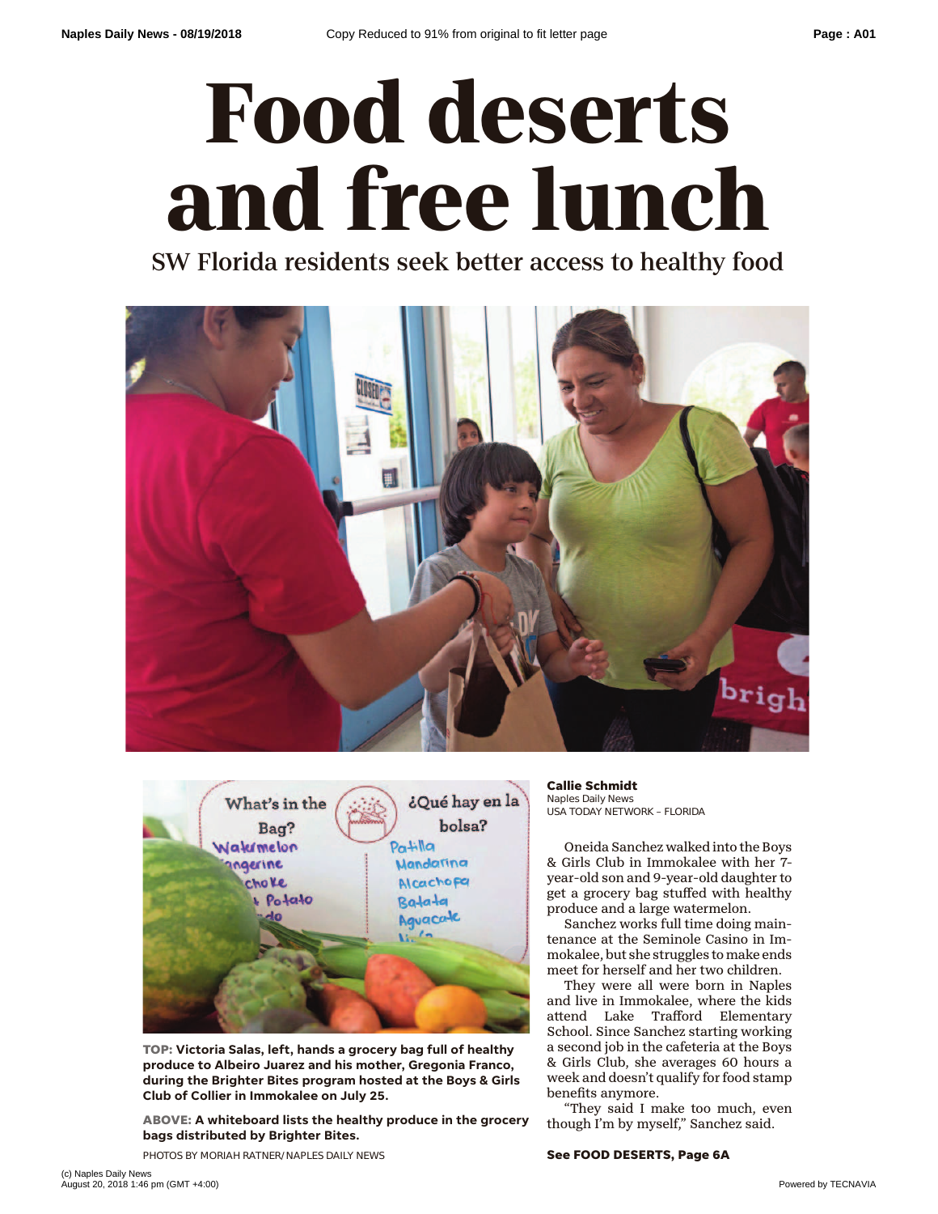# Food deserts and free lunch

## SW Florida residents seek better access to healthy food

**TOP:** Victoria Salas, left, hands a grocery bag full of healthy produce to Albeiro Juarez and his mother, Gregonia Franco, during the Brighter Bites program hosted at the Boys & Girls Club of Collier in Immokalee on July 25.

**ABOVE:** A whiteboard lists the healthy produce in the grocery bags distributed by Brighter Bites.

PHOTOS BY MORIAH RATNER/NAPLES DAILY NEWS

**Callie Schmidt**
Naples Daily News
USA TODAY NETWORK – FLORIDA

Oneida Sanchez walked into the Boys & Girls Club in Immokalee with her 7-year-old son and 9-year-old daughter to get a grocery bag stuffed with healthy produce and a large watermelon.

Sanchez works full time doing maintenance at the Seminole Casino in Immokalee, but she struggles to make ends meet for herself and her two children.

They were all were born in Naples and live in Immokalee, where the kids attend Lake Trafford Elementary School. Since Sanchez starting working a second job in the cafeteria at the Boys & Girls Club, she averages 60 hours a week and doesn't qualify for food stamp benefits anymore.

"They said I make too much, even though I'm by myself," Sanchez said.

**See FOOD DESERTS, Page 6A**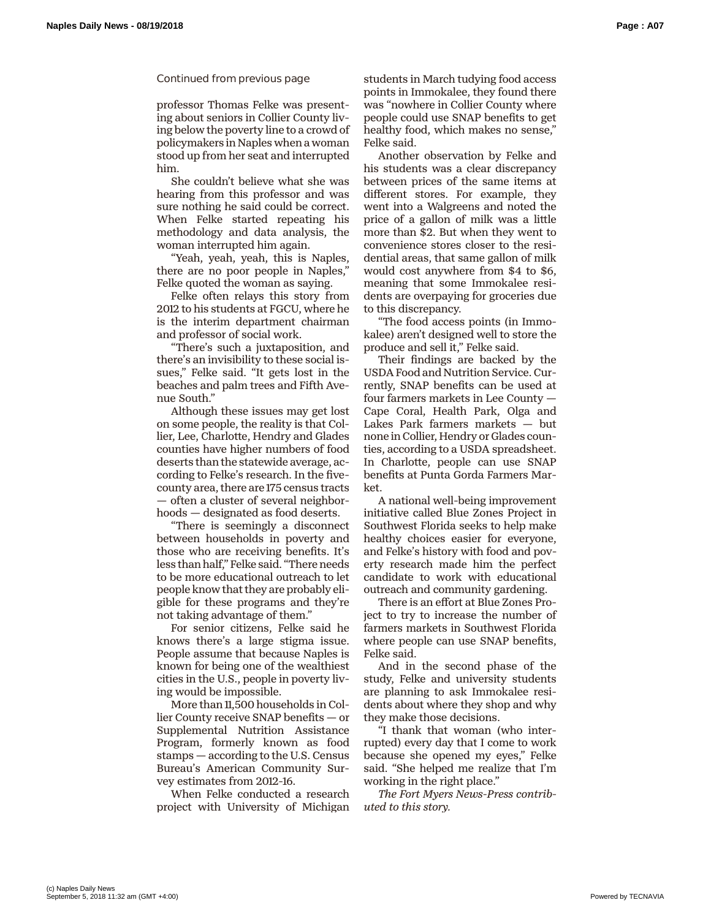Continued from previous page

professor Thomas Felke was presenting about seniors in Collier County living below the poverty line to a crowd of policymakers in Naples when a woman stood up from her seat and interrupted him.

She couldn't believe what she was hearing from this professor and was sure nothing he said could be correct. When Felke started repeating his methodology and data analysis, the woman interrupted him again.

"Yeah, yeah, yeah, this is Naples, there are no poor people in Naples," Felke quoted the woman as saying.

Felke often relays this story from 2012 to his students at FGCU, where he is the interim department chairman and professor of social work.

"There's such a juxtaposition, and there's an invisibility to these social issues," Felke said. "It gets lost in the beaches and palm trees and Fifth Avenue South."

Although these issues may get lost on some people, the reality is that Collier, Lee, Charlotte, Hendry and Glades counties have higher numbers of food deserts than the statewide average, according to Felke's research. In the five-county area, there are 175 census tracts — often a cluster of several neighborhoods — designated as food deserts.

"There is seemingly a disconnect between households in poverty and those who are receiving benefits. It's less than half," Felke said. "There needs to be more educational outreach to let people know that they are probably eligible for these programs and they're not taking advantage of them."

For senior citizens, Felke said he knows there's a large stigma issue. People assume that because Naples is known for being one of the wealthiest cities in the U.S., people in poverty living would be impossible.

More than 11,500 households in Collier County receive SNAP benefits — or Supplemental Nutrition Assistance Program, formerly known as food stamps — according to the U.S. Census Bureau's American Community Survey estimates from 2012-16.

When Felke conducted a research project with University of Michigan students in March tudying food access points in Immokalee, they found there was "nowhere in Collier County where people could use SNAP benefits to get healthy food, which makes no sense," Felke said.

Another observation by Felke and his students was a clear discrepancy between prices of the same items at different stores. For example, they went into a Walgreens and noted the price of a gallon of milk was a little more than $2. But when they went to convenience stores closer to the residential areas, that same gallon of milk would cost anywhere from $4 to $6, meaning that some Immokalee residents are overpaying for groceries due to this discrepancy.

"The food access points (in Immokalee) aren't designed well to store the produce and sell it," Felke said.

Their findings are backed by the USDA Food and Nutrition Service. Currently, SNAP benefits can be used at four farmers markets in Lee County — Cape Coral, Health Park, Olga and Lakes Park farmers markets — but none in Collier, Hendry or Glades counties, according to a USDA spreadsheet. In Charlotte, people can use SNAP benefits at Punta Gorda Farmers Market.

A national well-being improvement initiative called Blue Zones Project in Southwest Florida seeks to help make healthy choices easier for everyone, and Felke's history with food and poverty research made him the perfect candidate to work with educational outreach and community gardening.

There is an effort at Blue Zones Project to try to increase the number of farmers markets in Southwest Florida where people can use SNAP benefits, Felke said.

And in the second phase of the study, Felke and university students are planning to ask Immokalee residents about where they shop and why they make those decisions.

"I thank that woman (who interrupted) every day that I come to work because she opened my eyes," Felke said. "She helped me realize that I'm working in the right place."

*The Fort Myers News-Press contributed to this story.*